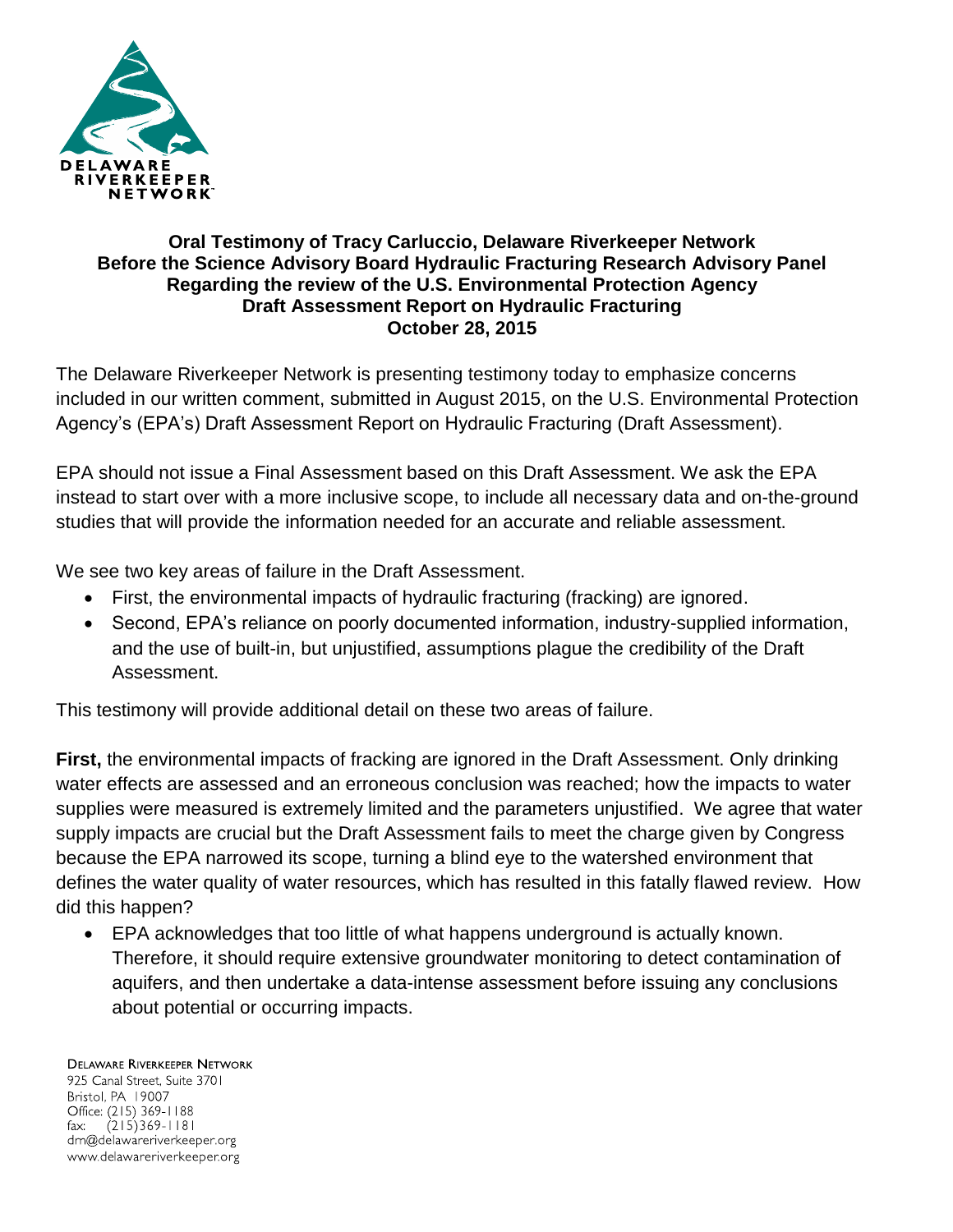**Oral Testimony of Tracy Carluccio, Delaware Riverkeeper Network**
**Before the Science Advisory Board Hydraulic Fracturing Research Advisory Panel**
**Regarding the review of the U.S. Environmental Protection Agency**
**Draft Assessment Report on Hydraulic Fracturing**
**October 28, 2015**

The Delaware Riverkeeper Network is presenting testimony today to emphasize concerns included in our written comment, submitted in August 2015, on the U.S. Environmental Protection Agency's (EPA's) Draft Assessment Report on Hydraulic Fracturing (Draft Assessment).

EPA should not issue a Final Assessment based on this Draft Assessment. We ask the EPA instead to start over with a more inclusive scope, to include all necessary data and on-the-ground studies that will provide the information needed for an accurate and reliable assessment.

We see two key areas of failure in the Draft Assessment.

- First, the environmental impacts of hydraulic fracturing (fracking) are ignored.
- Second, EPA's reliance on poorly documented information, industry-supplied information, and the use of built-in, but unjustified, assumptions plague the credibility of the Draft Assessment.

This testimony will provide additional detail on these two areas of failure.

**First,** the environmental impacts of fracking are ignored in the Draft Assessment. Only drinking water effects are assessed and an erroneous conclusion was reached; how the impacts to water supplies were measured is extremely limited and the parameters unjustified. We agree that water supply impacts are crucial but the Draft Assessment fails to meet the charge given by Congress because the EPA narrowed its scope, turning a blind eye to the watershed environment that defines the water quality of water resources, which has resulted in this fatally flawed review. How did this happen?

- EPA acknowledges that too little of what happens underground is actually known. Therefore, it should require extensive groundwater monitoring to detect contamination of aquifers, and then undertake a data-intense assessment before issuing any conclusions about potential or occurring impacts.

DELAWARE RIVERKEEPER NETWORK
925 Canal Street, Suite 3701
Bristol, PA 19007
Office: (215) 369-1188
fax: (215)369-1181
drn@delawareriverkeeper.org
www.delawareriverkeeper.org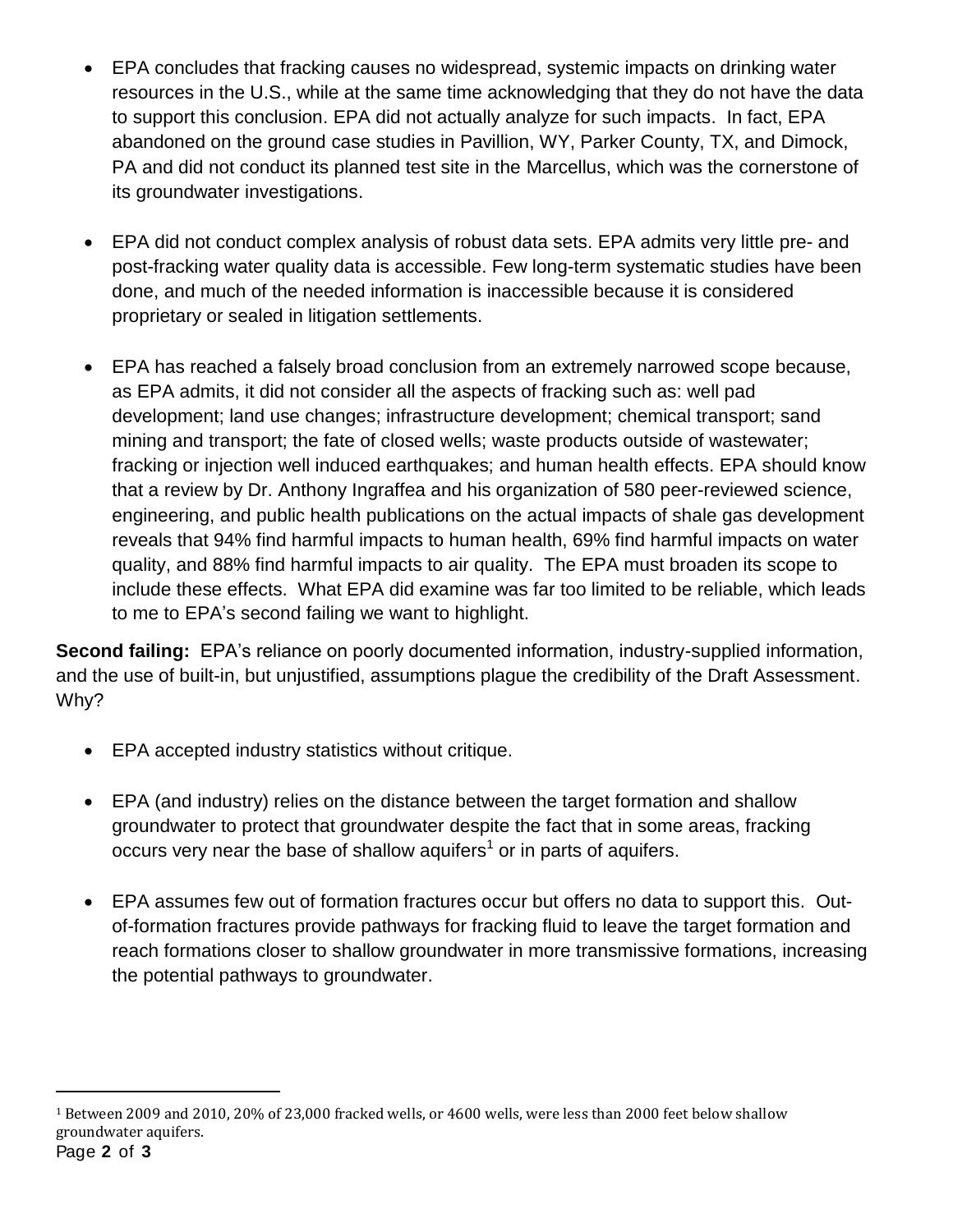- EPA concludes that fracking causes no widespread, systemic impacts on drinking water resources in the U.S., while at the same time acknowledging that they do not have the data to support this conclusion. EPA did not actually analyze for such impacts. In fact, EPA abandoned on the ground case studies in Pavillion, WY, Parker County, TX, and Dimock, PA and did not conduct its planned test site in the Marcellus, which was the cornerstone of its groundwater investigations.

- EPA did not conduct complex analysis of robust data sets. EPA admits very little pre- and post-fracking water quality data is accessible. Few long-term systematic studies have been done, and much of the needed information is inaccessible because it is considered proprietary or sealed in litigation settlements.

- EPA has reached a falsely broad conclusion from an extremely narrowed scope because, as EPA admits, it did not consider all the aspects of fracking such as: well pad development; land use changes; infrastructure development; chemical transport; sand mining and transport; the fate of closed wells; waste products outside of wastewater; fracking or injection well induced earthquakes; and human health effects. EPA should know that a review by Dr. Anthony Ingraffea and his organization of 580 peer-reviewed science, engineering, and public health publications on the actual impacts of shale gas development reveals that 94% find harmful impacts to human health, 69% find harmful impacts on water quality, and 88% find harmful impacts to air quality. The EPA must broaden its scope to include these effects. What EPA did examine was far too limited to be reliable, which leads to me to EPA's second failing we want to highlight.

**Second failing:** EPA's reliance on poorly documented information, industry-supplied information, and the use of built-in, but unjustified, assumptions plague the credibility of the Draft Assessment. Why?

- EPA accepted industry statistics without critique.

- EPA (and industry) relies on the distance between the target formation and shallow groundwater to protect that groundwater despite the fact that in some areas, fracking occurs very near the base of shallow aquifers[1] or in parts of aquifers.

- EPA assumes few out of formation fractures occur but offers no data to support this. Out-of-formation fractures provide pathways for fracking fluid to leave the target formation and reach formations closer to shallow groundwater in more transmissive formations, increasing the potential pathways to groundwater.

[1] Between 2009 and 2010, 20% of 23,000 fracked wells, or 4600 wells, were less than 2000 feet below shallow groundwater aquifers.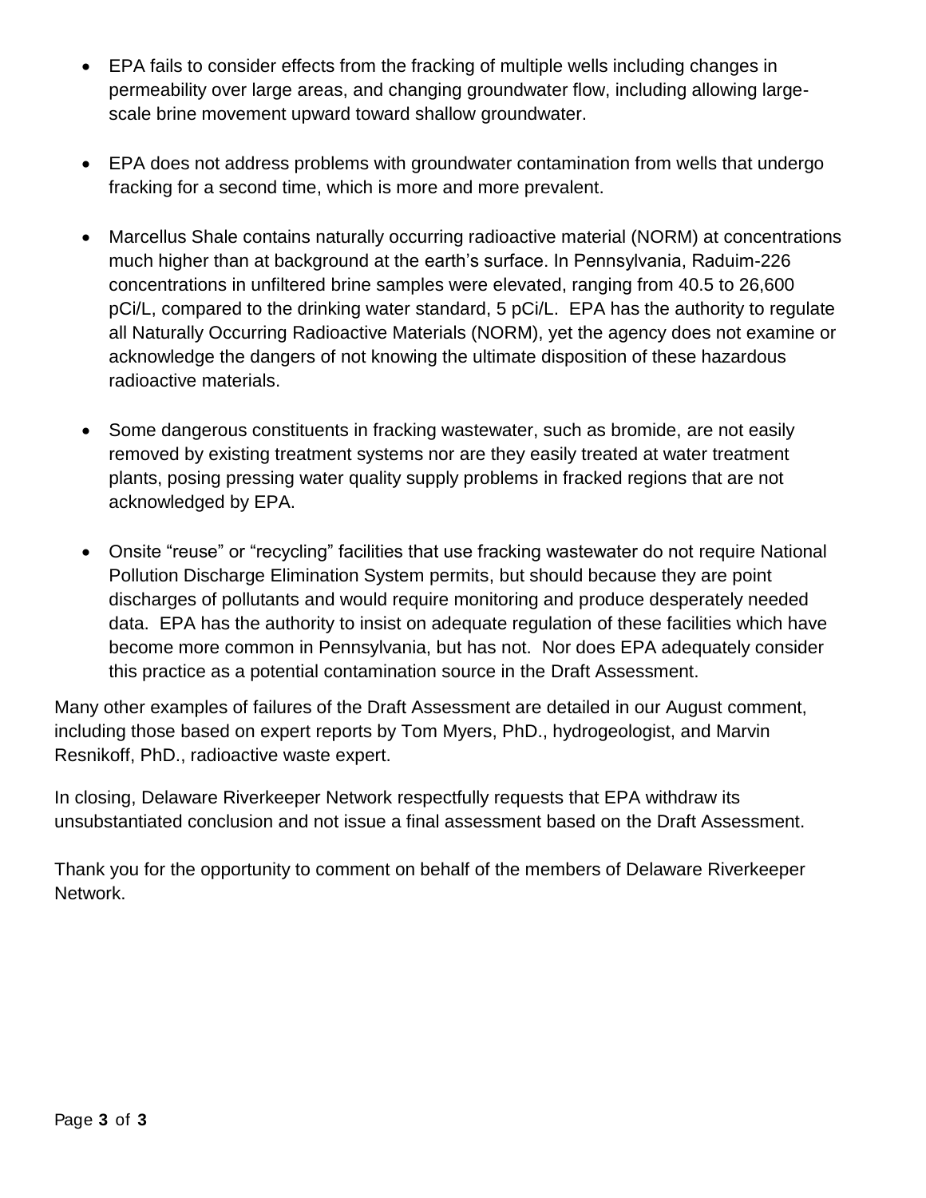- EPA fails to consider effects from the fracking of multiple wells including changes in permeability over large areas, and changing groundwater flow, including allowing large-scale brine movement upward toward shallow groundwater.

- EPA does not address problems with groundwater contamination from wells that undergo fracking for a second time, which is more and more prevalent.

- Marcellus Shale contains naturally occurring radioactive material (NORM) at concentrations much higher than at background at the earth's surface. In Pennsylvania, Raduim-226 concentrations in unfiltered brine samples were elevated, ranging from 40.5 to 26,600 pCi/L, compared to the drinking water standard, 5 pCi/L. EPA has the authority to regulate all Naturally Occurring Radioactive Materials (NORM), yet the agency does not examine or acknowledge the dangers of not knowing the ultimate disposition of these hazardous radioactive materials.

- Some dangerous constituents in fracking wastewater, such as bromide, are not easily removed by existing treatment systems nor are they easily treated at water treatment plants, posing pressing water quality supply problems in fracked regions that are not acknowledged by EPA.

- Onsite "reuse" or "recycling" facilities that use fracking wastewater do not require National Pollution Discharge Elimination System permits, but should because they are point discharges of pollutants and would require monitoring and produce desperately needed data. EPA has the authority to insist on adequate regulation of these facilities which have become more common in Pennsylvania, but has not. Nor does EPA adequately consider this practice as a potential contamination source in the Draft Assessment.

Many other examples of failures of the Draft Assessment are detailed in our August comment, including those based on expert reports by Tom Myers, PhD., hydrogeologist, and Marvin Resnikoff, PhD., radioactive waste expert.

In closing, Delaware Riverkeeper Network respectfully requests that EPA withdraw its unsubstantiated conclusion and not issue a final assessment based on the Draft Assessment.

Thank you for the opportunity to comment on behalf of the members of Delaware Riverkeeper Network.